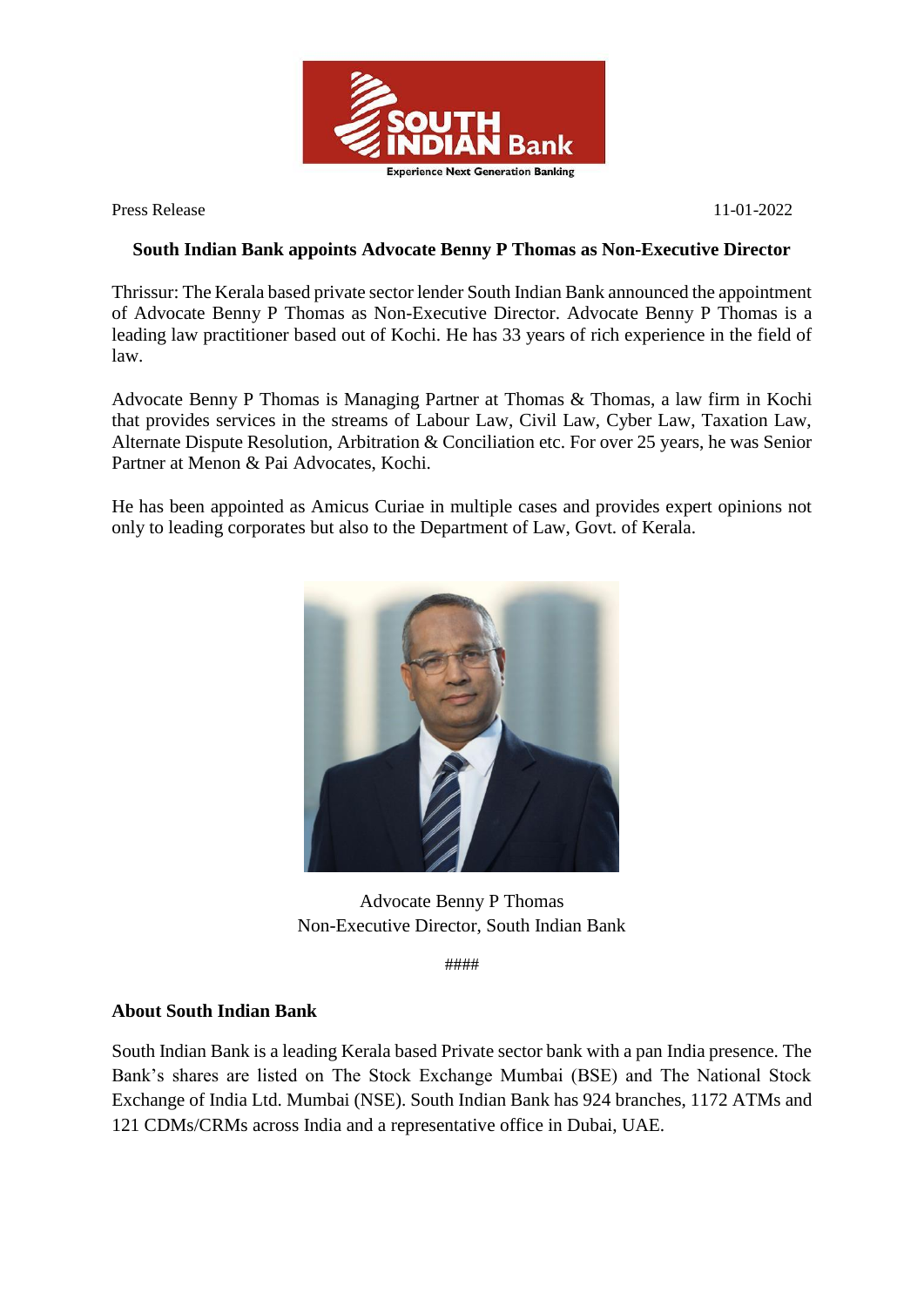Press Release 11-01-2022

**South Indian Bank appoints Advocate Benny P Thomas as Non-Executive Director**

Thrissur: The Kerala based private sector lender South Indian Bank announced the appointment of Advocate Benny P Thomas as Non-Executive Director. Advocate Benny P Thomas is a leading law practitioner based out of Kochi. He has 33 years of rich experience in the field of law.

Advocate Benny P Thomas is Managing Partner at Thomas & Thomas, a law firm in Kochi that provides services in the streams of Labour Law, Civil Law, Cyber Law, Taxation Law, Alternate Dispute Resolution, Arbitration & Conciliation etc. For over 25 years, he was Senior Partner at Menon & Pai Advocates, Kochi.

He has been appointed as Amicus Curiae in multiple cases and provides expert opinions not only to leading corporates but also to the Department of Law, Govt. of Kerala.

Advocate Benny P Thomas
Non-Executive Director, South Indian Bank

####

**About South Indian Bank**

South Indian Bank is a leading Kerala based Private sector bank with a pan India presence. The Bank's shares are listed on The Stock Exchange Mumbai (BSE) and The National Stock Exchange of India Ltd. Mumbai (NSE). South Indian Bank has 924 branches, 1172 ATMs and 121 CDMs/CRMs across India and a representative office in Dubai, UAE.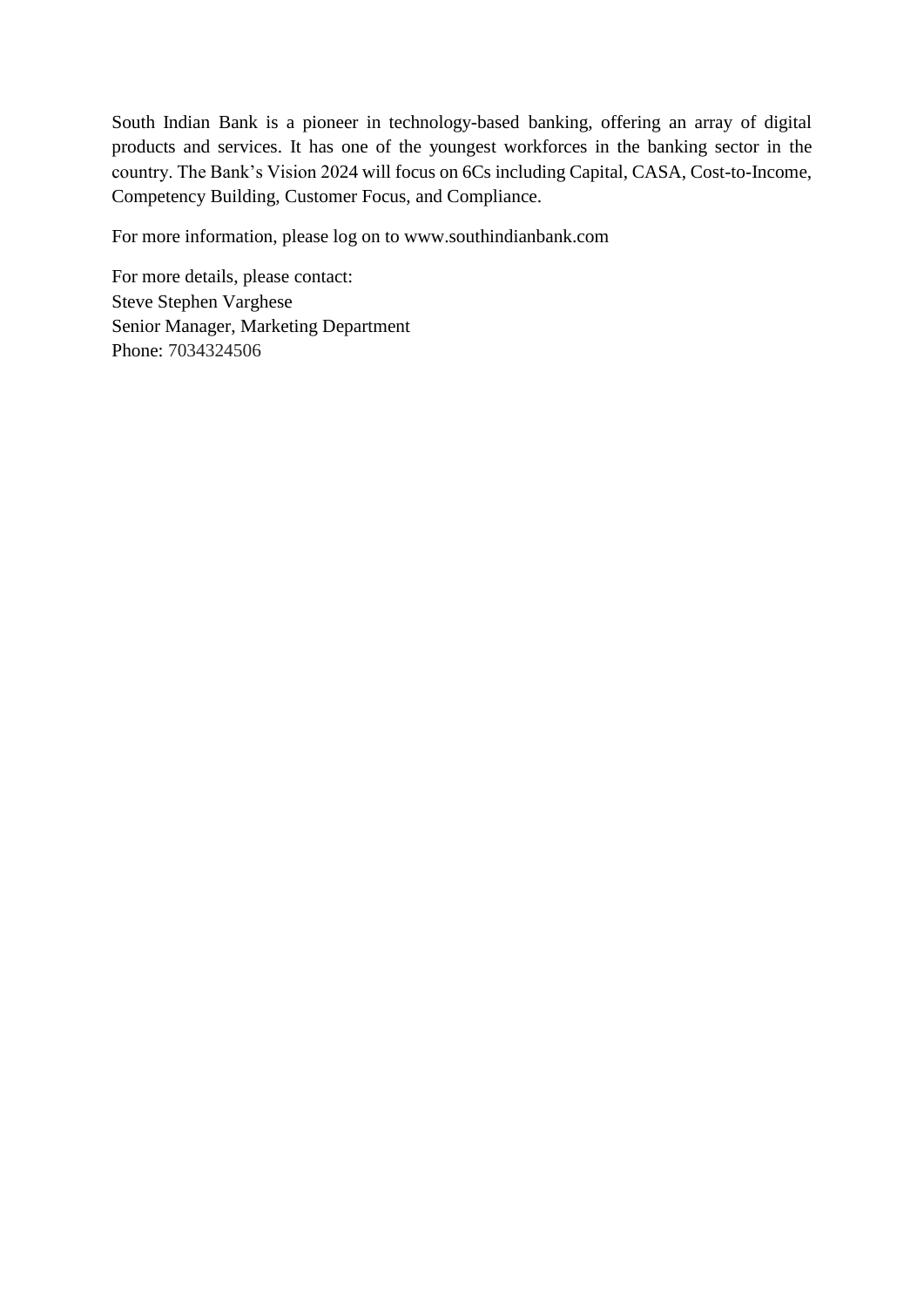South Indian Bank is a pioneer in technology-based banking, offering an array of digital products and services. It has one of the youngest workforces in the banking sector in the country. The Bank's Vision 2024 will focus on 6Cs including Capital, CASA, Cost-to-Income, Competency Building, Customer Focus, and Compliance.

For more information, please log on to www.southindianbank.com

For more details, please contact:  
Steve Stephen Varghese  
Senior Manager, Marketing Department  
Phone: 7034324506